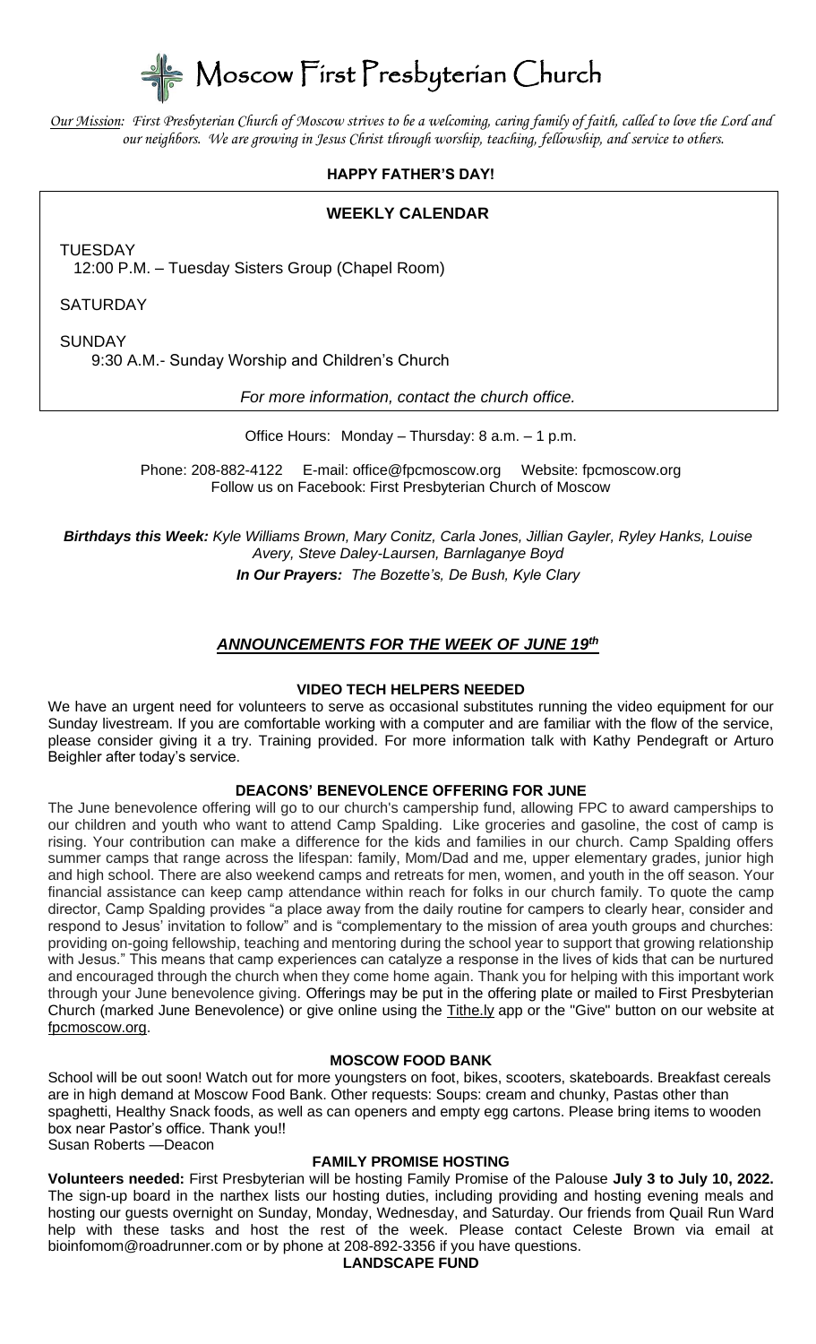# Moscow First Presbyterian Church

*Our Mission: First Presbyterian Church of Moscow strives to be a welcoming, caring family of faith, called to love the Lord and our neighbors. We are growing in Jesus Christ through worship, teaching, fellowship, and service to others.*

**HAPPY FATHER'S DAY!**

**WEEKLY CALENDAR**

TUESDAY
12:00 P.M. – Tuesday Sisters Group (Chapel Room)

SATURDAY

SUNDAY
9:30 A.M.- Sunday Worship and Children's Church

*For more information, contact the church office.*

Office Hours: Monday – Thursday: 8 a.m. – 1 p.m.

Phone: 208-882-4122 E-mail: office@fpcmoscow.org Website: fpcmoscow.org
Follow us on Facebook: First Presbyterian Church of Moscow

***Birthdays this Week:*** *Kyle Williams Brown, Mary Conitz, Carla Jones, Jillian Gayler, Ryley Hanks, Louise Avery, Steve Daley-Laursen, Barnlaganye Boyd*

***In Our Prayers:*** *The Bozette's, De Bush, Kyle Clary*

## *ANNOUNCEMENTS FOR THE WEEK OF JUNE 19th*

### VIDEO TECH HELPERS NEEDED

We have an urgent need for volunteers to serve as occasional substitutes running the video equipment for our Sunday livestream. If you are comfortable working with a computer and are familiar with the flow of the service, please consider giving it a try. Training provided. For more information talk with Kathy Pendegraft or Arturo Beighler after today's service.

### DEACONS' BENEVOLENCE OFFERING FOR JUNE

The June benevolence offering will go to our church's campership fund, allowing FPC to award camperships to our children and youth who want to attend Camp Spalding. Like groceries and gasoline, the cost of camp is rising. Your contribution can make a difference for the kids and families in our church. Camp Spalding offers summer camps that range across the lifespan: family, Mom/Dad and me, upper elementary grades, junior high and high school. There are also weekend camps and retreats for men, women, and youth in the off season. Your financial assistance can keep camp attendance within reach for folks in our church family. To quote the camp director, Camp Spalding provides "a place away from the daily routine for campers to clearly hear, consider and respond to Jesus' invitation to follow" and is "complementary to the mission of area youth groups and churches: providing on-going fellowship, teaching and mentoring during the school year to support that growing relationship with Jesus." This means that camp experiences can catalyze a response in the lives of kids that can be nurtured and encouraged through the church when they come home again. Thank you for helping with this important work through your June benevolence giving. Offerings may be put in the offering plate or mailed to First Presbyterian Church (marked June Benevolence) or give online using the Tithe.ly app or the "Give" button on our website at fpcmoscow.org.

### MOSCOW FOOD BANK

School will be out soon! Watch out for more youngsters on foot, bikes, scooters, skateboards. Breakfast cereals are in high demand at Moscow Food Bank. Other requests: Soups: cream and chunky, Pastas other than spaghetti, Healthy Snack foods, as well as can openers and empty egg cartons. Please bring items to wooden box near Pastor's office. Thank you!!
Susan Roberts —Deacon

### FAMILY PROMISE HOSTING

**Volunteers needed:** First Presbyterian will be hosting Family Promise of the Palouse **July 3 to July 10, 2022.** The sign-up board in the narthex lists our hosting duties, including providing and hosting evening meals and hosting our guests overnight on Sunday, Monday, Wednesday, and Saturday. Our friends from Quail Run Ward help with these tasks and host the rest of the week. Please contact Celeste Brown via email at bioinfomom@roadrunner.com or by phone at 208-892-3356 if you have questions.

### LANDSCAPE FUND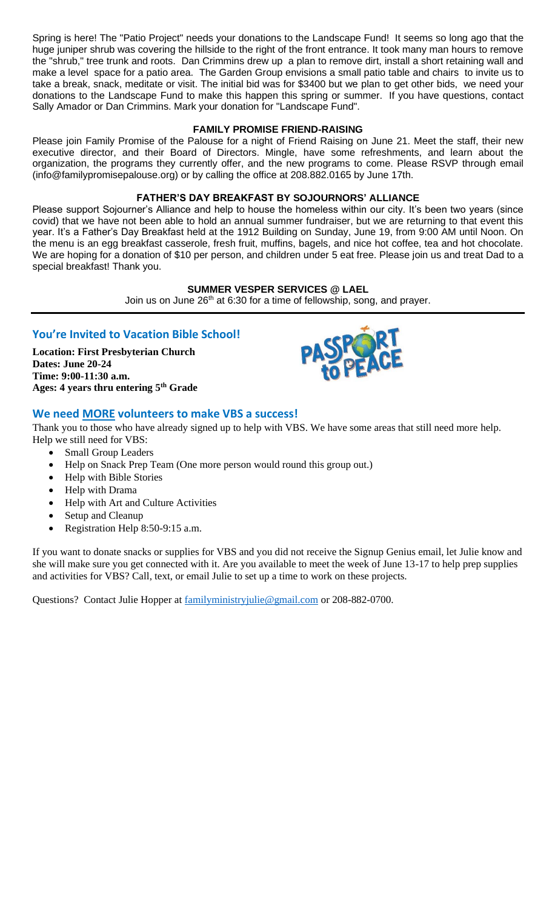Spring is here! The "Patio Project" needs your donations to the Landscape Fund! It seems so long ago that the huge juniper shrub was covering the hillside to the right of the front entrance. It took many man hours to remove the "shrub," tree trunk and roots. Dan Crimmins drew up a plan to remove dirt, install a short retaining wall and make a level space for a patio area. The Garden Group envisions a small patio table and chairs to invite us to take a break, snack, meditate or visit. The initial bid was for $3400 but we plan to get other bids, we need your donations to the Landscape Fund to make this happen this spring or summer. If you have questions, contact Sally Amador or Dan Crimmins. Mark your donation for "Landscape Fund".

### FAMILY PROMISE FRIEND-RAISING

Please join Family Promise of the Palouse for a night of Friend Raising on June 21. Meet the staff, their new executive director, and their Board of Directors. Mingle, have some refreshments, and learn about the organization, the programs they currently offer, and the new programs to come. Please RSVP through email (info@familypromisepalouse.org) or by calling the office at 208.882.0165 by June 17th.

### FATHER'S DAY BREAKFAST BY SOJOURNORS' ALLIANCE

Please support Sojourner's Alliance and help to house the homeless within our city. It's been two years (since covid) that we have not been able to hold an annual summer fundraiser, but we are returning to that event this year. It's a Father's Day Breakfast held at the 1912 Building on Sunday, June 19, from 9:00 AM until Noon. On the menu is an egg breakfast casserole, fresh fruit, muffins, bagels, and nice hot coffee, tea and hot chocolate. We are hoping for a donation of $10 per person, and children under 5 eat free. Please join us and treat Dad to a special breakfast! Thank you.

### SUMMER VESPER SERVICES @ LAEL

Join us on June 26th at 6:30 for a time of fellowship, song, and prayer.

---

## You're Invited to Vacation Bible School!

PASSPORT to PEACE

**Location: First Presbyterian Church**
**Dates: June 20-24**
**Time: 9:00-11:30 a.m.**
**Ages: 4 years thru entering 5th Grade**

## We need MORE volunteers to make VBS a success!

Thank you to those who have already signed up to help with VBS. We have some areas that still need more help. Help we still need for VBS:

- Small Group Leaders
- Help on Snack Prep Team (One more person would round this group out.)
- Help with Bible Stories
- Help with Drama
- Help with Art and Culture Activities
- Setup and Cleanup
- Registration Help 8:50-9:15 a.m.

If you want to donate snacks or supplies for VBS and you did not receive the Signup Genius email, let Julie know and she will make sure you get connected with it. Are you available to meet the week of June 13-17 to help prep supplies and activities for VBS? Call, text, or email Julie to set up a time to work on these projects.

Questions? Contact Julie Hopper at familyministryjulie@gmail.com or 208-882-0700.